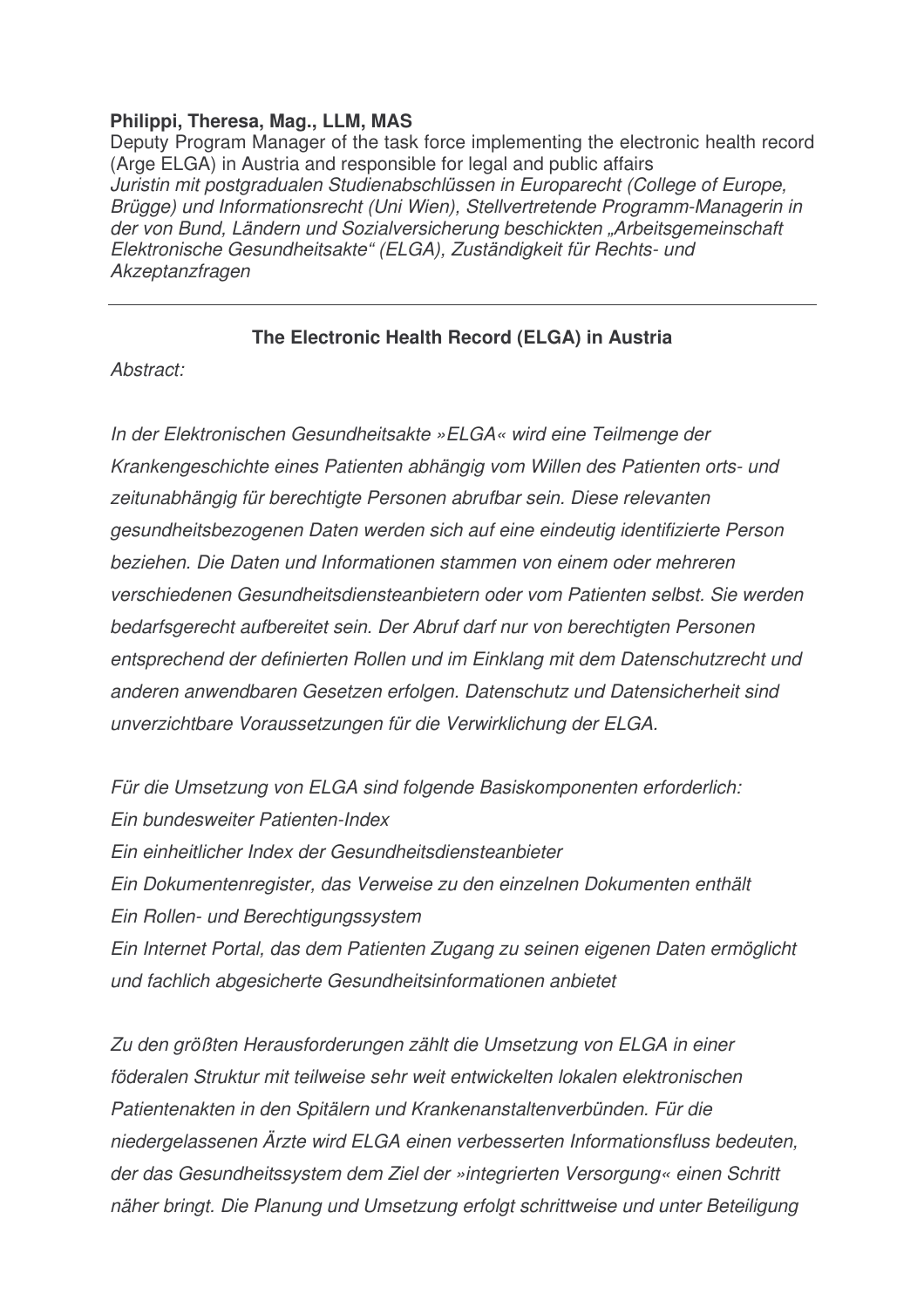**Philippi, Theresa, Mag., LLM, MAS**
Deputy Program Manager of the task force implementing the electronic health record (Arge ELGA) in Austria and responsible for legal and public affairs
*Juristin mit postgradualen Studienabschlüssen in Europarecht (College of Europe, Brügge) und Informationsrecht (Uni Wien), Stellvertretende Programm-Managerin in der von Bund, Ländern und Sozialversicherung beschickten „Arbeitsgemeinschaft Elektronische Gesundheitsakte" (ELGA), Zuständigkeit für Rechts- und Akzeptanzfragen*

---

## The Electronic Health Record (ELGA) in Austria

*Abstract:*

*In der Elektronischen Gesundheitsakte »ELGA« wird eine Teilmenge der Krankengeschichte eines Patienten abhängig vom Willen des Patienten orts- und zeitunabhängig für berechtigte Personen abrufbar sein. Diese relevanten gesundheitsbezogenen Daten werden sich auf eine eindeutig identifizierte Person beziehen. Die Daten und Informationen stammen von einem oder mehreren verschiedenen Gesundheitsdiensteanbietern oder vom Patienten selbst. Sie werden bedarfsgerecht aufbereitet sein. Der Abruf darf nur von berechtigten Personen entsprechend der definierten Rollen und im Einklang mit dem Datenschutzrecht und anderen anwendbaren Gesetzen erfolgen. Datenschutz und Datensicherheit sind unverzichtbare Voraussetzungen für die Verwirklichung der ELGA.*

*Für die Umsetzung von ELGA sind folgende Basiskomponenten erforderlich:*
*Ein bundesweiter Patienten-Index*
*Ein einheitlicher Index der Gesundheitsdiensteanbieter*
*Ein Dokumentenregister, das Verweise zu den einzelnen Dokumenten enthält*
*Ein Rollen- und Berechtigungssystem*
*Ein Internet Portal, das dem Patienten Zugang zu seinen eigenen Daten ermöglicht und fachlich abgesicherte Gesundheitsinformationen anbietet*

*Zu den größten Herausforderungen zählt die Umsetzung von ELGA in einer föderalen Struktur mit teilweise sehr weit entwickelten lokalen elektronischen Patientenakten in den Spitälern und Krankenanstaltenverbünden. Für die niedergelassenen Ärzte wird ELGA einen verbesserten Informationsfluss bedeuten, der das Gesundheitssystem dem Ziel der »integrierten Versorgung« einen Schritt näher bringt. Die Planung und Umsetzung erfolgt schrittweise und unter Beteiligung*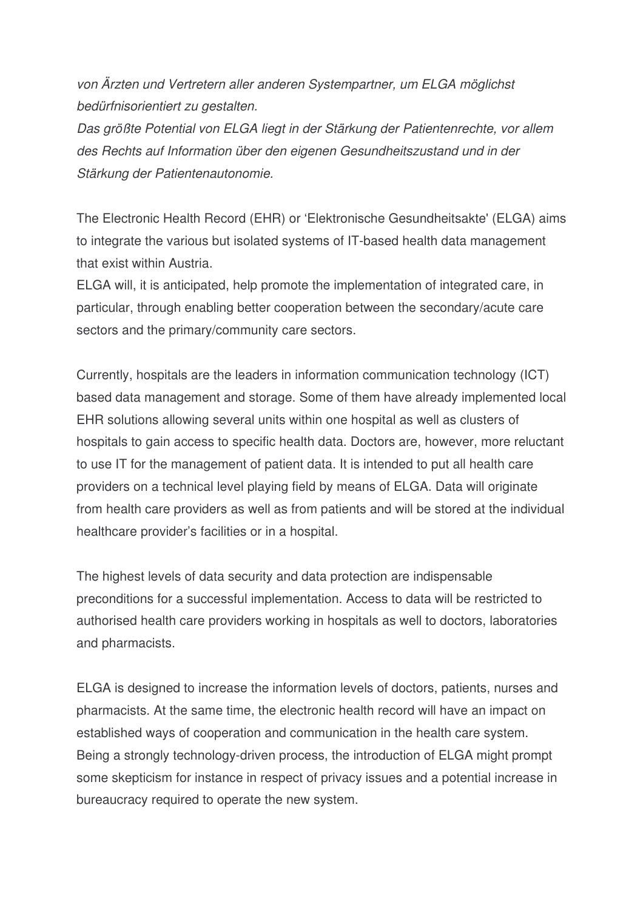*von Ärzten und Vertretern aller anderen Systempartner, um ELGA möglichst bedürfnisorientiert zu gestalten.*
*Das größte Potential von ELGA liegt in der Stärkung der Patientenrechte, vor allem des Rechts auf Information über den eigenen Gesundheitszustand und in der Stärkung der Patientenautonomie.*

The Electronic Health Record (EHR) or 'Elektronische Gesundheitsakte' (ELGA) aims to integrate the various but isolated systems of IT-based health data management that exist within Austria.
ELGA will, it is anticipated, help promote the implementation of integrated care, in particular, through enabling better cooperation between the secondary/acute care sectors and the primary/community care sectors.

Currently, hospitals are the leaders in information communication technology (ICT) based data management and storage. Some of them have already implemented local EHR solutions allowing several units within one hospital as well as clusters of hospitals to gain access to specific health data. Doctors are, however, more reluctant to use IT for the management of patient data. It is intended to put all health care providers on a technical level playing field by means of ELGA. Data will originate from health care providers as well as from patients and will be stored at the individual healthcare provider's facilities or in a hospital.

The highest levels of data security and data protection are indispensable preconditions for a successful implementation. Access to data will be restricted to authorised health care providers working in hospitals as well to doctors, laboratories and pharmacists.

ELGA is designed to increase the information levels of doctors, patients, nurses and pharmacists. At the same time, the electronic health record will have an impact on established ways of cooperation and communication in the health care system. Being a strongly technology-driven process, the introduction of ELGA might prompt some skepticism for instance in respect of privacy issues and a potential increase in bureaucracy required to operate the new system.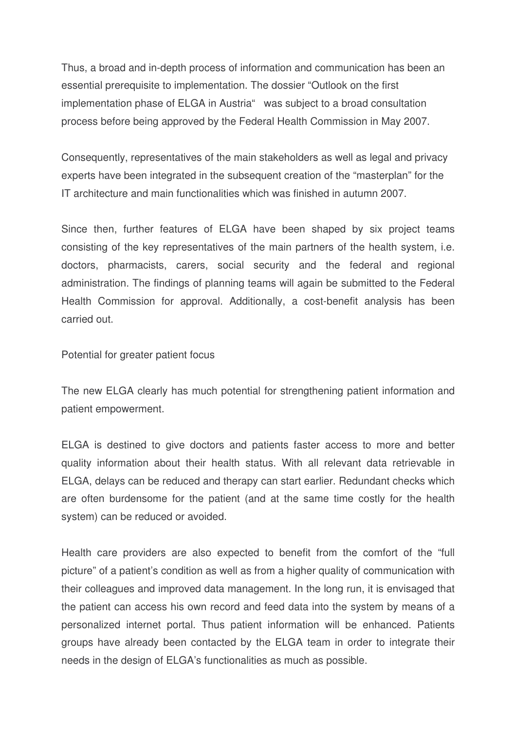Thus, a broad and in-depth process of information and communication has been an essential prerequisite to implementation. The dossier "Outlook on the first implementation phase of ELGA in Austria" was subject to a broad consultation process before being approved by the Federal Health Commission in May 2007.

Consequently, representatives of the main stakeholders as well as legal and privacy experts have been integrated in the subsequent creation of the "masterplan" for the IT architecture and main functionalities which was finished in autumn 2007.

Since then, further features of ELGA have been shaped by six project teams consisting of the key representatives of the main partners of the health system, i.e. doctors, pharmacists, carers, social security and the federal and regional administration. The findings of planning teams will again be submitted to the Federal Health Commission for approval. Additionally, a cost-benefit analysis has been carried out.

## Potential for greater patient focus

The new ELGA clearly has much potential for strengthening patient information and patient empowerment.

ELGA is destined to give doctors and patients faster access to more and better quality information about their health status. With all relevant data retrievable in ELGA, delays can be reduced and therapy can start earlier. Redundant checks which are often burdensome for the patient (and at the same time costly for the health system) can be reduced or avoided.

Health care providers are also expected to benefit from the comfort of the "full picture" of a patient's condition as well as from a higher quality of communication with their colleagues and improved data management. In the long run, it is envisaged that the patient can access his own record and feed data into the system by means of a personalized internet portal. Thus patient information will be enhanced. Patients groups have already been contacted by the ELGA team in order to integrate their needs in the design of ELGA's functionalities as much as possible.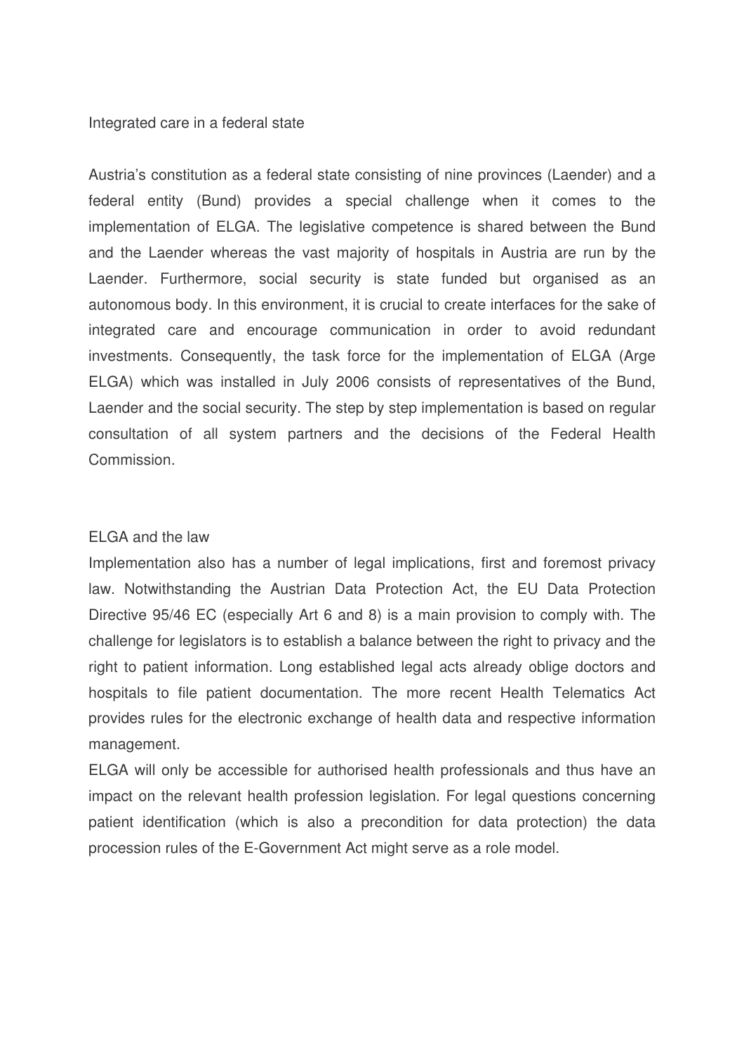## Integrated care in a federal state

Austria's constitution as a federal state consisting of nine provinces (Laender) and a federal entity (Bund) provides a special challenge when it comes to the implementation of ELGA. The legislative competence is shared between the Bund and the Laender whereas the vast majority of hospitals in Austria are run by the Laender. Furthermore, social security is state funded but organised as an autonomous body. In this environment, it is crucial to create interfaces for the sake of integrated care and encourage communication in order to avoid redundant investments. Consequently, the task force for the implementation of ELGA (Arge ELGA) which was installed in July 2006 consists of representatives of the Bund, Laender and the social security. The step by step implementation is based on regular consultation of all system partners and the decisions of the Federal Health Commission.

## ELGA and the law

Implementation also has a number of legal implications, first and foremost privacy law. Notwithstanding the Austrian Data Protection Act, the EU Data Protection Directive 95/46 EC (especially Art 6 and 8) is a main provision to comply with. The challenge for legislators is to establish a balance between the right to privacy and the right to patient information. Long established legal acts already oblige doctors and hospitals to file patient documentation. The more recent Health Telematics Act provides rules for the electronic exchange of health data and respective information management.

ELGA will only be accessible for authorised health professionals and thus have an impact on the relevant health profession legislation. For legal questions concerning patient identification (which is also a precondition for data protection) the data procession rules of the E-Government Act might serve as a role model.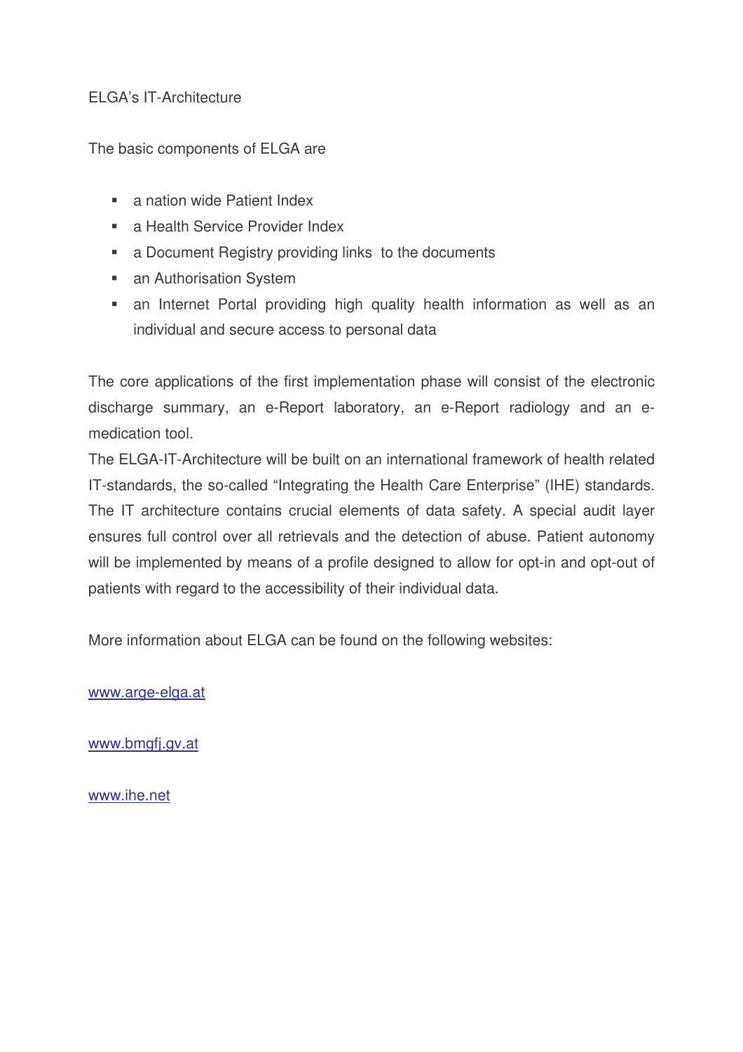ELGA's IT-Architecture

The basic components of ELGA are

- a nation wide Patient Index
- a Health Service Provider Index
- a Document Registry providing links to the documents
- an Authorisation System
- an Internet Portal providing high quality health information as well as an individual and secure access to personal data

The core applications of the first implementation phase will consist of the electronic discharge summary, an e-Report laboratory, an e-Report radiology and an e-medication tool.

The ELGA-IT-Architecture will be built on an international framework of health related IT-standards, the so-called "Integrating the Health Care Enterprise" (IHE) standards. The IT architecture contains crucial elements of data safety. A special audit layer ensures full control over all retrievals and the detection of abuse. Patient autonomy will be implemented by means of a profile designed to allow for opt-in and opt-out of patients with regard to the accessibility of their individual data.

More information about ELGA can be found on the following websites:

www.arge-elga.at

www.bmgfj.gv.at

www.ihe.net